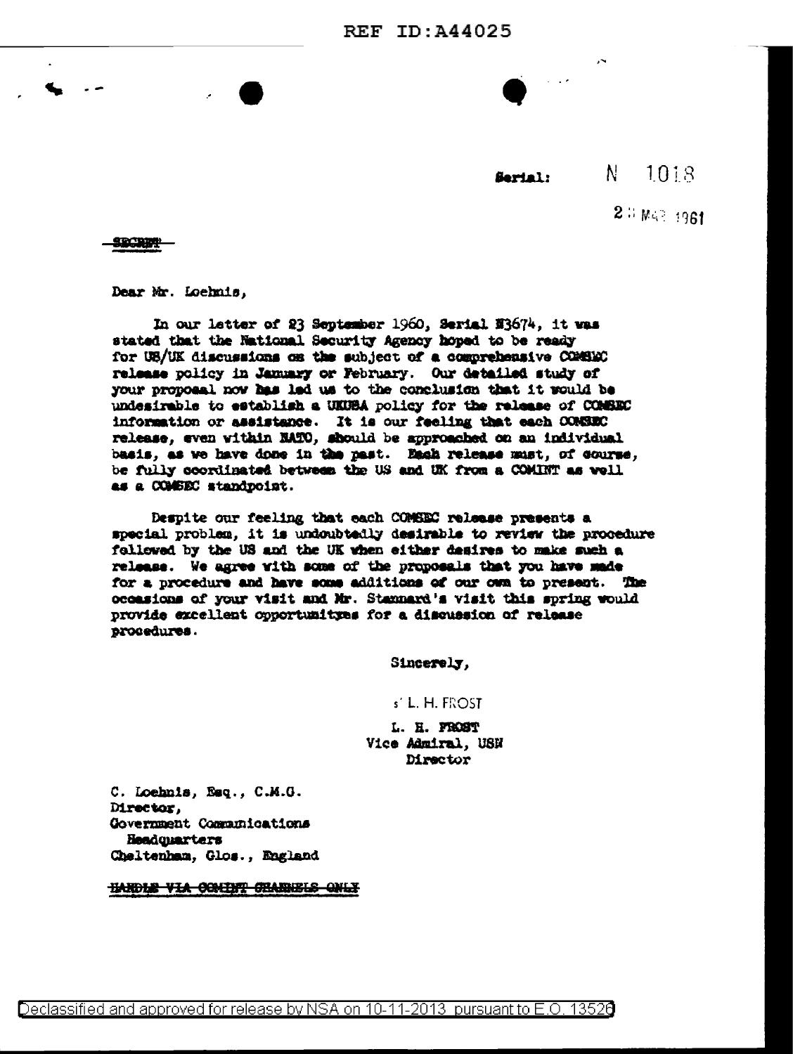Serial: N 1018

23 MAR 1961

~~SECRET~~

Dear Mr. Loehnis,

In our letter of 23 September 1960, Serial N3674, it was stated that the National Security Agency hoped to be ready for US/UK discussions on the subject of a comprehensive COMSEC release policy in January or February. Our detailed study of your proposal now has led us to the conclusion that it would be undesirable to establish a UKUSA policy for the release of COMSEC information or assistance. It is our feeling that each COMSEC release, even within NATO, should be approached on an individual basis, as we have done in the past. Each release must, of course, be fully coordinated between the US and UK from a COMINT as well as a COMSEC standpoint.

Despite our feeling that each COMSEC release presents a special problem, it is undoubtedly desirable to review the procedure followed by the US and the UK when either desires to make such a release. We agree with some of the proposals that you have made for a procedure and have some additions of our own to present. The occasions of your visit and Mr. Stannard's visit this spring would provide excellent opportunities for a discussion of release procedures.

Sincerely,

s/ L. H. FROST

L. H. FROST
Vice Admiral, USN
Director

C. Loehnis, Esq., C.M.G.
Director,
Government Communications Headquarters
Cheltenham, Glos., England

~~HANDLE VIA COMINT CHANNELS ONLY~~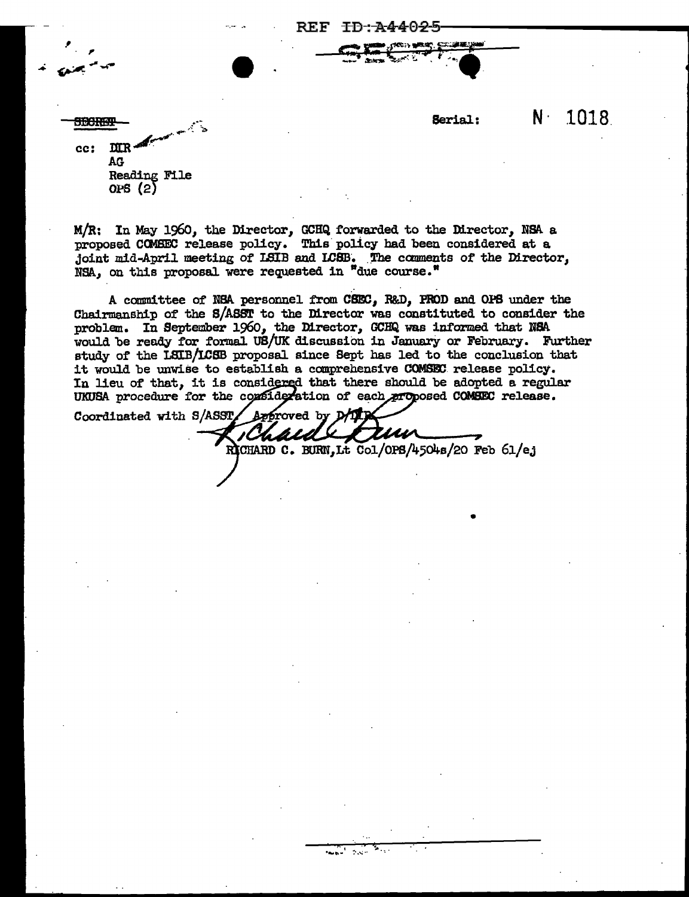REF ID:A44025

SECRET

Serial: N 1018

cc: DIR
AG
Reading File
OPS (2)

M/R: In May 1960, the Director, GCHQ forwarded to the Director, NSA a proposed COMSEC release policy. This policy had been considered at a joint mid-April meeting of LSIB and LCSB. The comments of the Director, NSA, on this proposal were requested in "due course."

A committee of NSA personnel from CSEC, R&D, PROD and OPS under the Chairmanship of the S/ASST to the Director was constituted to consider the problem. In September 1960, the Director, GCHQ was informed that NSA would be ready for formal US/UK discussion in January or February. Further study of the LSIB/LCSB proposal since Sept has led to the conclusion that it would be unwise to establish a comprehensive COMSEC release policy. In lieu of that, it is considered that there should be adopted a regular UKUSA procedure for the consideration of each proposed COMSEC release.

Coordinated with S/ASST/ Approved by D/DIR

RICHARD C. BURN, Lt Col/OPS/4504s/20 Feb 61/ej